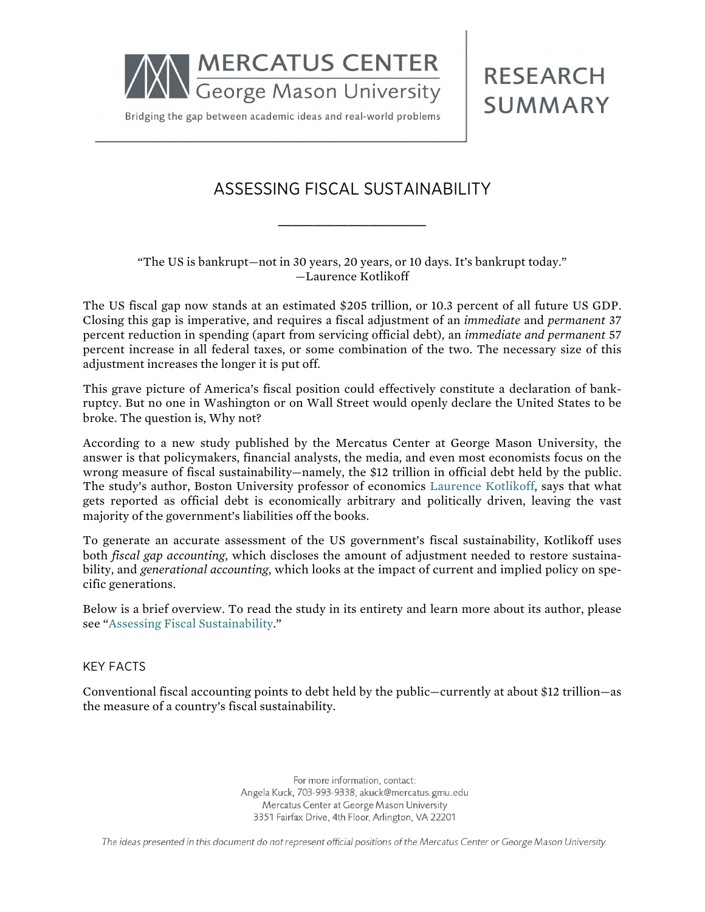MERCATUS CENTER
George Mason University

Bridging the gap between academic ideas and real-world problems

RESEARCH SUMMARY

# ASSESSING FISCAL SUSTAINABILITY

"The US is bankrupt—not in 30 years, 20 years, or 10 days. It's bankrupt today."
—Laurence Kotlikoff

The US fiscal gap now stands at an estimated $205 trillion, or 10.3 percent of all future US GDP. Closing this gap is imperative, and requires a fiscal adjustment of an *immediate* and *permanent* 37 percent reduction in spending (apart from servicing official debt), an *immediate and permanent* 57 percent increase in all federal taxes, or some combination of the two. The necessary size of this adjustment increases the longer it is put off.

This grave picture of America's fiscal position could effectively constitute a declaration of bankruptcy. But no one in Washington or on Wall Street would openly declare the United States to be broke. The question is, Why not?

According to a new study published by the Mercatus Center at George Mason University, the answer is that policymakers, financial analysts, the media, and even most economists focus on the wrong measure of fiscal sustainability—namely, the $12 trillion in official debt held by the public. The study's author, Boston University professor of economics Laurence Kotlikoff, says that what gets reported as official debt is economically arbitrary and politically driven, leaving the vast majority of the government's liabilities off the books.

To generate an accurate assessment of the US government's fiscal sustainability, Kotlikoff uses both *fiscal gap accounting*, which discloses the amount of adjustment needed to restore sustainability, and *generational accounting*, which looks at the impact of current and implied policy on specific generations.

Below is a brief overview. To read the study in its entirety and learn more about its author, please see "Assessing Fiscal Sustainability."

## KEY FACTS

Conventional fiscal accounting points to debt held by the public—currently at about $12 trillion—as the measure of a country's fiscal sustainability.

For more information, contact:
Angela Kuck, 703-993-9338, akuck@mercatus.gmu.edu
Mercatus Center at George Mason University
3351 Fairfax Drive, 4th Floor, Arlington, VA 22201

*The ideas presented in this document do not represent official positions of the Mercatus Center or George Mason University.*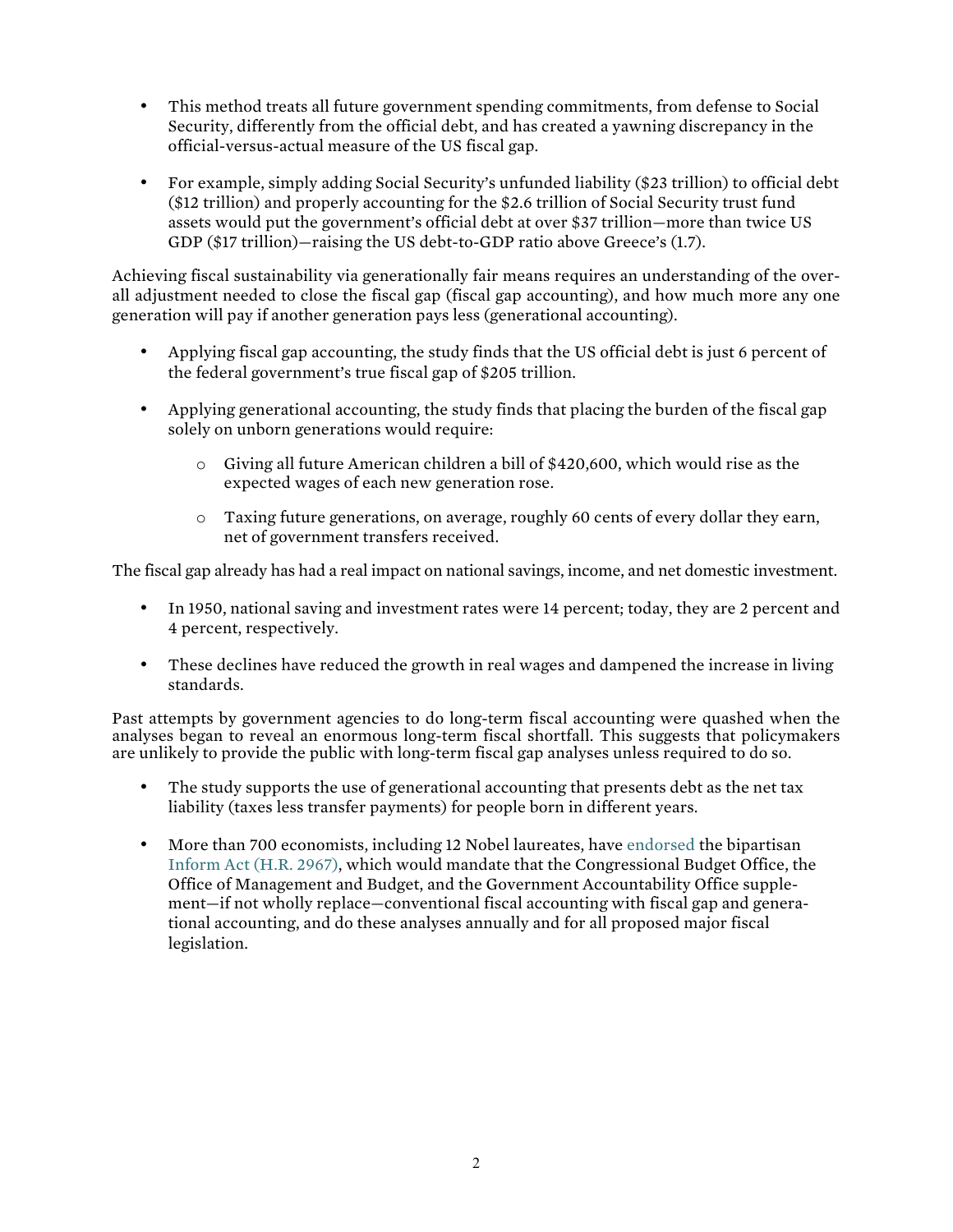- This method treats all future government spending commitments, from defense to Social Security, differently from the official debt, and has created a yawning discrepancy in the official-versus-actual measure of the US fiscal gap.

- For example, simply adding Social Security's unfunded liability ($23 trillion) to official debt ($12 trillion) and properly accounting for the $2.6 trillion of Social Security trust fund assets would put the government's official debt at over $37 trillion—more than twice US GDP ($17 trillion)—raising the US debt-to-GDP ratio above Greece's (1.7).

Achieving fiscal sustainability via generationally fair means requires an understanding of the overall adjustment needed to close the fiscal gap (fiscal gap accounting), and how much more any one generation will pay if another generation pays less (generational accounting).

- Applying fiscal gap accounting, the study finds that the US official debt is just 6 percent of the federal government's true fiscal gap of $205 trillion.

- Applying generational accounting, the study finds that placing the burden of the fiscal gap solely on unborn generations would require:

  - Giving all future American children a bill of $420,600, which would rise as the expected wages of each new generation rose.

  - Taxing future generations, on average, roughly 60 cents of every dollar they earn, net of government transfers received.

The fiscal gap already has had a real impact on national savings, income, and net domestic investment.

- In 1950, national saving and investment rates were 14 percent; today, they are 2 percent and 4 percent, respectively.

- These declines have reduced the growth in real wages and dampened the increase in living standards.

Past attempts by government agencies to do long-term fiscal accounting were quashed when the analyses began to reveal an enormous long-term fiscal shortfall. This suggests that policymakers are unlikely to provide the public with long-term fiscal gap analyses unless required to do so.

- The study supports the use of generational accounting that presents debt as the net tax liability (taxes less transfer payments) for people born in different years.

- More than 700 economists, including 12 Nobel laureates, have endorsed the bipartisan Inform Act (H.R. 2967), which would mandate that the Congressional Budget Office, the Office of Management and Budget, and the Government Accountability Office supplement—if not wholly replace—conventional fiscal accounting with fiscal gap and generational accounting, and do these analyses annually and for all proposed major fiscal legislation.